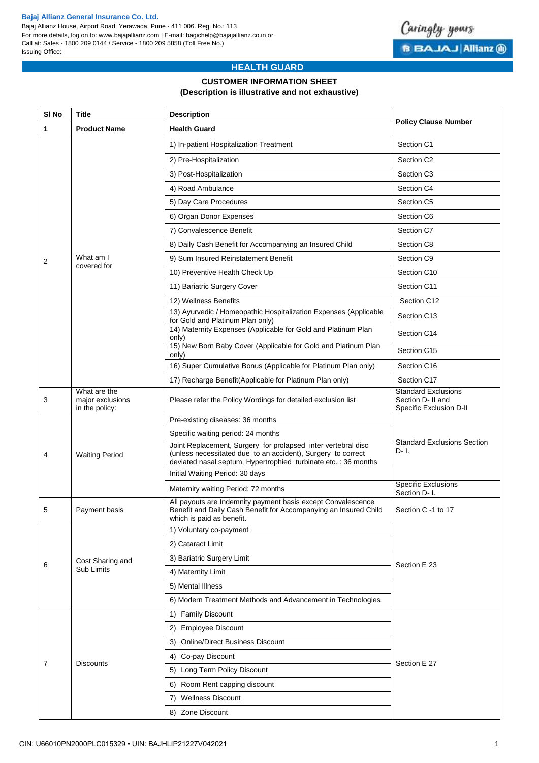**Bajaj Allianz General Insurance Co. Ltd.**
Bajaj Allianz House, Airport Road, Yerawada, Pune - 411 006. Reg. No.: 113
For more details, log on to: www.bajajallianz.com | E-mail: bagichelp@bajajallianz.co.in or
Call at: Sales - 1800 209 0144 / Service - 1800 209 5858 (Toll Free No.)
Issuing Office:

Caringly yours
BAJAJ | Allianz

# HEALTH GUARD

## CUSTOMER INFORMATION SHEET
**(Description is illustrative and not exhaustive)**

| Sl No | Title | Description | Policy Clause Number |
|---|---|---|---|
| **1** | **Product Name** | **Health Guard** | |
| 2 | What am I covered for | 1) In-patient Hospitalization Treatment | Section C1 |
| | | 2) Pre-Hospitalization | Section C2 |
| | | 3) Post-Hospitalization | Section C3 |
| | | 4) Road Ambulance | Section C4 |
| | | 5) Day Care Procedures | Section C5 |
| | | 6) Organ Donor Expenses | Section C6 |
| | | 7) Convalescence Benefit | Section C7 |
| | | 8) Daily Cash Benefit for Accompanying an Insured Child | Section C8 |
| | | 9) Sum Insured Reinstatement Benefit | Section C9 |
| | | 10) Preventive Health Check Up | Section C10 |
| | | 11) Bariatric Surgery Cover | Section C11 |
| | | 12) Wellness Benefits | Section C12 |
| | | 13) Ayurvedic / Homeopathic Hospitalization Expenses (Applicable for Gold and Platinum Plan only) | Section C13 |
| | | 14) Maternity Expenses (Applicable for Gold and Platinum Plan only) | Section C14 |
| | | 15) New Born Baby Cover (Applicable for Gold and Platinum Plan only) | Section C15 |
| | | 16) Super Cumulative Bonus (Applicable for Platinum Plan only) | Section C16 |
| | | 17) Recharge Benefit(Applicable for Platinum Plan only) | Section C17 |
| 3 | What are the major exclusions in the policy: | Please refer the Policy Wordings for detailed exclusion list | Standard Exclusions Section D- II and Specific Exclusion D-II |
| 4 | Waiting Period | Pre-existing diseases: 36 months | Standard Exclusions Section D- I. |
| | | Specific waiting period: 24 months | |
| | | Joint Replacement, Surgery for prolapsed inter vertebral disc (unless necessitated due to an accident), Surgery to correct deviated nasal septum, Hypertrophied turbinate etc. : 36 months | |
| | | Initial Waiting Period: 30 days | |
| | | Maternity waiting Period: 72 months | Specific Exclusions Section D- I. |
| 5 | Payment basis | All payouts are Indemnity payment basis except Convalescence Benefit and Daily Cash Benefit for Accompanying an Insured Child which is paid as benefit. | Section C -1 to 17 |
| 6 | Cost Sharing and Sub Limits | 1) Voluntary co-payment | Section E 23 |
| | | 2) Cataract Limit | |
| | | 3) Bariatric Surgery Limit | |
| | | 4) Maternity Limit | |
| | | 5) Mental Illness | |
| | | 6) Modern Treatment Methods and Advancement in Technologies | |
| 7 | Discounts | 1) Family Discount | Section E 27 |
| | | 2) Employee Discount | |
| | | 3) Online/Direct Business Discount | |
| | | 4) Co-pay Discount | |
| | | 5) Long Term Policy Discount | |
| | | 6) Room Rent capping discount | |
| | | 7) Wellness Discount | |
| | | 8) Zone Discount | |

CIN: U66010PN2000PLC015329 • UIN: BAJHLIP21227V042021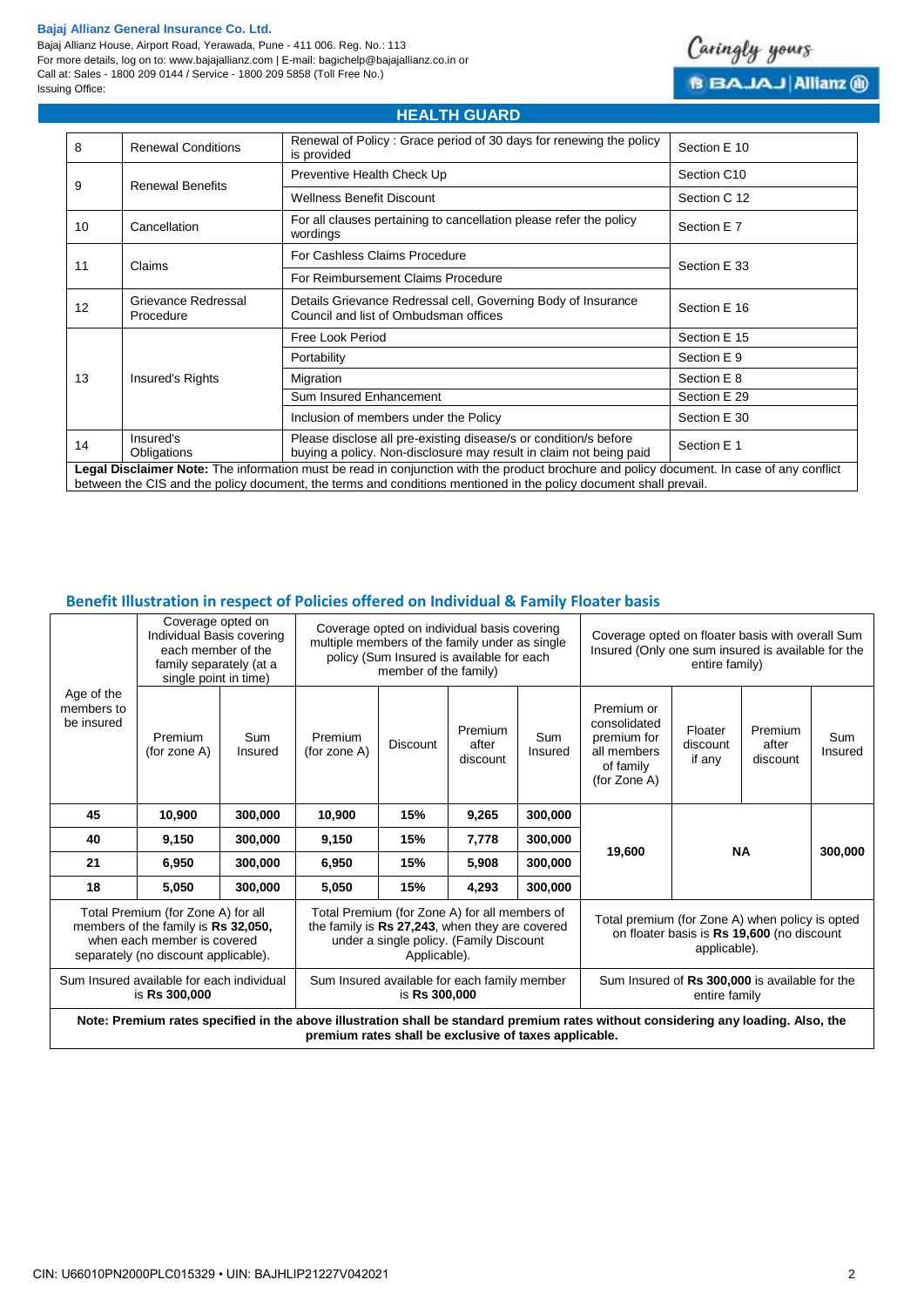## HEALTH GUARD

| | | | |
|---|---|---|---|
| 8 | Renewal Conditions | Renewal of Policy : Grace period of 30 days for renewing the policy is provided | Section E 10 |
| 9 | Renewal Benefits | Preventive Health Check Up | Section C10 |
| | | Wellness Benefit Discount | Section C 12 |
| 10 | Cancellation | For all clauses pertaining to cancellation please refer the policy wordings | Section E 7 |
| 11 | Claims | For Cashless Claims Procedure | Section E 33 |
| | | For Reimbursement Claims Procedure | |
| 12 | Grievance Redressal Procedure | Details Grievance Redressal cell, Governing Body of Insurance Council and list of Ombudsman offices | Section E 16 |
| 13 | Insured's Rights | Free Look Period | Section E 15 |
| | | Portability | Section E 9 |
| | | Migration | Section E 8 |
| | | Sum Insured Enhancement | Section E 29 |
| | | Inclusion of members under the Policy | Section E 30 |
| 14 | Insured's Obligations | Please disclose all pre-existing disease/s or condition/s before buying a policy. Non-disclosure may result in claim not being paid | Section E 1 |

**Legal Disclaimer Note:** The information must be read in conjunction with the product brochure and policy document. In case of any conflict between the CIS and the policy document, the terms and conditions mentioned in the policy document shall prevail.

## Benefit Illustration in respect of Policies offered on Individual & Family Floater basis

| Age of the members to be insured | Coverage opted on Individual Basis covering each member of the family separately (at a single point in time) | | Coverage opted on individual basis covering multiple members of the family under as single policy (Sum Insured is available for each member of the family) | | | | Coverage opted on floater basis with overall Sum Insured (Only one sum insured is available for the entire family) | | | |
|---|---|---|---|---|---|---|---|---|---|---|
| | Premium (for zone A) | Sum Insured | Premium (for zone A) | Discount | Premium after discount | Sum Insured | Premium or consolidated premium for all members of family (for Zone A) | Floater discount if any | Premium after discount | Sum Insured |
| 45 | 10,900 | 300,000 | 10,900 | 15% | 9,265 | 300,000 | 19,600 | NA | | 300,000 |
| 40 | 9,150 | 300,000 | 9,150 | 15% | 7,778 | 300,000 | | | | |
| 21 | 6,950 | 300,000 | 6,950 | 15% | 5,908 | 300,000 | | | | |
| 18 | 5,050 | 300,000 | 5,050 | 15% | 4,293 | 300,000 | | | | |
| Total Premium (for Zone A) for all members of the family is **Rs 32,050,** when each member is covered separately (no discount applicable). | | | Total Premium (for Zone A) for all members of the family is **Rs 27,243**, when they are covered under a single policy. (Family Discount Applicable). | | | | Total premium (for Zone A) when policy is opted on floater basis is **Rs 19,600** (no discount applicable). | | | |
| Sum Insured available for each individual is **Rs 300,000** | | | Sum Insured available for each family member is **Rs 300,000** | | | | Sum Insured of **Rs 300,000** is available for the entire family | | | |

**Note: Premium rates specified in the above illustration shall be standard premium rates without considering any loading. Also, the premium rates shall be exclusive of taxes applicable.**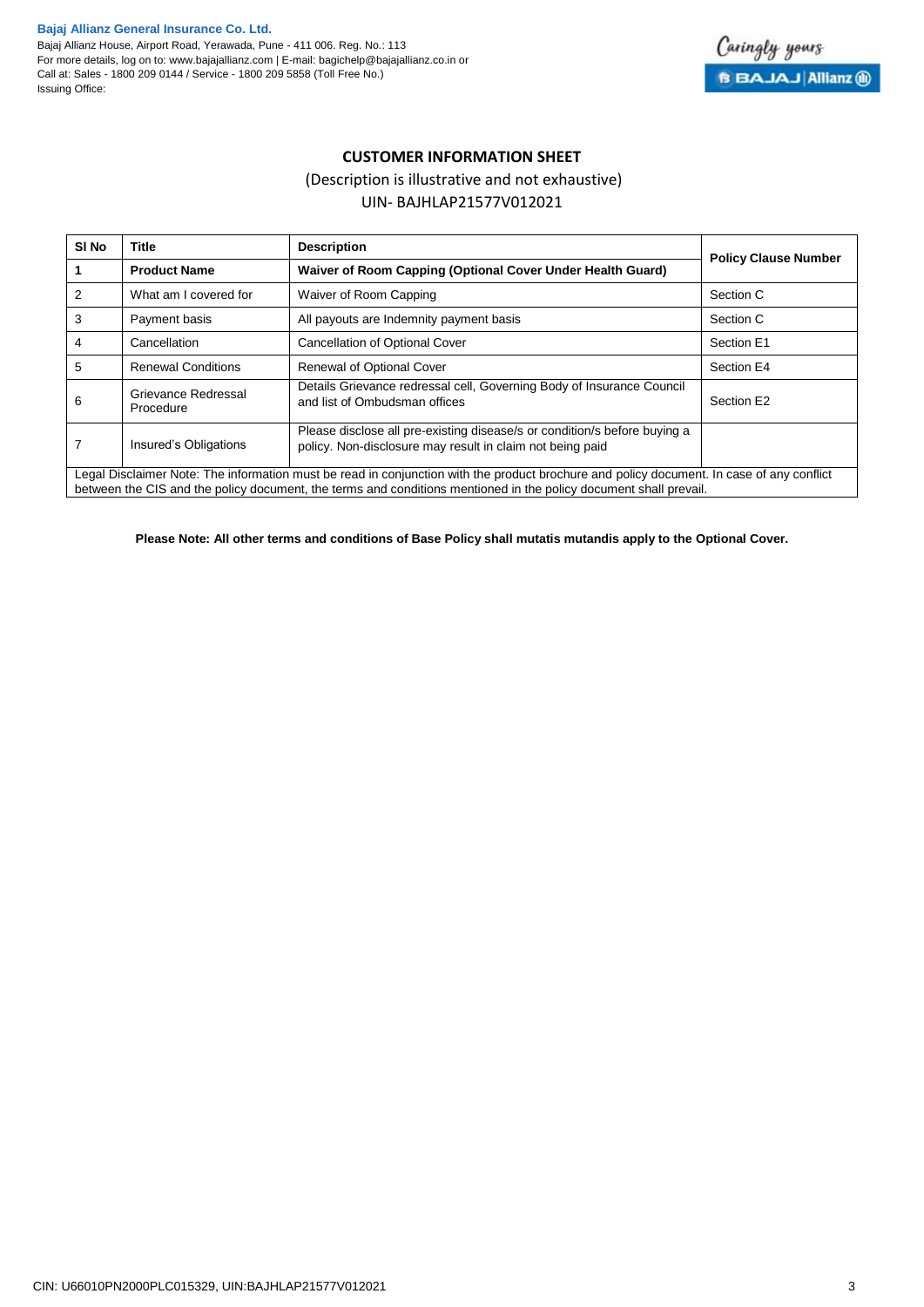**Bajaj Allianz General Insurance Co. Ltd.**
Bajaj Allianz House, Airport Road, Yerawada, Pune - 411 006. Reg. No.: 113
For more details, log on to: www.bajajallianz.com | E-mail: bagichelp@bajajallianz.co.in or
Call at: Sales - 1800 209 0144 / Service - 1800 209 5858 (Toll Free No.)
Issuing Office:

## CUSTOMER INFORMATION SHEET

(Description is illustrative and not exhaustive)
UIN- BAJHLAP21577V012021

| Sl No | Title | Description | Policy Clause Number |
|---|---|---|---|
| **1** | **Product Name** | **Waiver of Room Capping (Optional Cover Under Health Guard)** | |
| 2 | What am I covered for | Waiver of Room Capping | Section C |
| 3 | Payment basis | All payouts are Indemnity payment basis | Section C |
| 4 | Cancellation | Cancellation of Optional Cover | Section E1 |
| 5 | Renewal Conditions | Renewal of Optional Cover | Section E4 |
| 6 | Grievance Redressal Procedure | Details Grievance redressal cell, Governing Body of Insurance Council and list of Ombudsman offices | Section E2 |
| 7 | Insured's Obligations | Please disclose all pre-existing disease/s or condition/s before buying a policy. Non-disclosure may result in claim not being paid | |
| Legal Disclaimer Note: The information must be read in conjunction with the product brochure and policy document. In case of any conflict between the CIS and the policy document, the terms and conditions mentioned in the policy document shall prevail. | | | |

**Please Note: All other terms and conditions of Base Policy shall mutatis mutandis apply to the Optional Cover.**

CIN: U66010PN2000PLC015329, UIN:BAJHLAP21577V012021